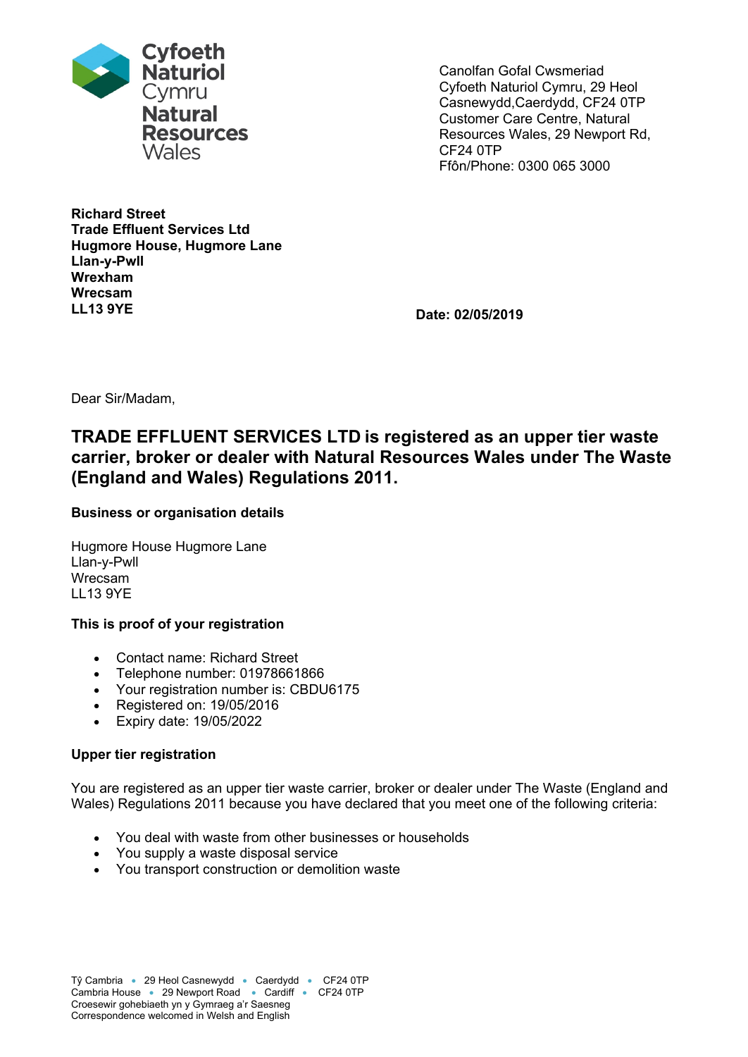Cyfoeth Naturiol Cymru
Natural Resources Wales

Canolfan Gofal Cwsmeriad
Cyfoeth Naturiol Cymru, 29 Heol Casnewydd,Caerdydd, CF24 0TP
Customer Care Centre, Natural Resources Wales, 29 Newport Rd, CF24 0TP
Ffôn/Phone: 0300 065 3000

**Richard Street**
**Trade Effluent Services Ltd**
**Hugmore House, Hugmore Lane**
**Llan-y-Pwll**
**Wrexham**
**Wrecsam**
**LL13 9YE**

**Date: 02/05/2019**

Dear Sir/Madam,

## TRADE EFFLUENT SERVICES LTD is registered as an upper tier waste carrier, broker or dealer with Natural Resources Wales under The Waste (England and Wales) Regulations 2011.

**Business or organisation details**

Hugmore House Hugmore Lane
Llan-y-Pwll
Wrecsam
LL13 9YE

**This is proof of your registration**

- Contact name: Richard Street
- Telephone number: 01978661866
- Your registration number is: CBDU6175
- Registered on: 19/05/2016
- Expiry date: 19/05/2022

**Upper tier registration**

You are registered as an upper tier waste carrier, broker or dealer under The Waste (England and Wales) Regulations 2011 because you have declared that you meet one of the following criteria:

- You deal with waste from other businesses or households
- You supply a waste disposal service
- You transport construction or demolition waste

Tŷ Cambria • 29 Heol Casnewydd • Caerdydd • CF24 0TP
Cambria House • 29 Newport Road • Cardiff • CF24 0TP
Croesewir gohebiaeth yn y Gymraeg a'r Saesneg
Correspondence welcomed in Welsh and English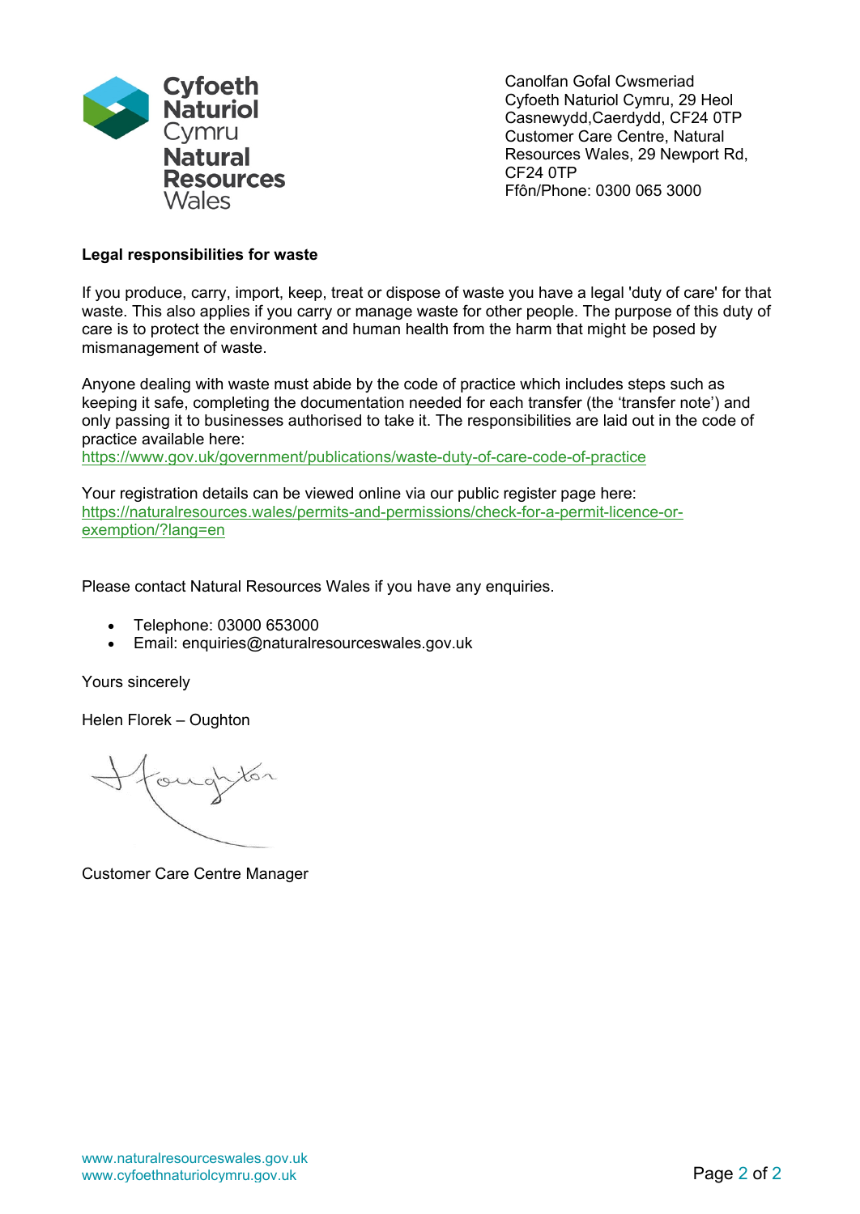Cyfoeth Naturiol Cymru
Natural Resources Wales

Canolfan Gofal Cwsmeriad
Cyfoeth Naturiol Cymru, 29 Heol Casnewydd,Caerdydd, CF24 0TP
Customer Care Centre, Natural Resources Wales, 29 Newport Rd, CF24 0TP
Ffôn/Phone: 0300 065 3000

**Legal responsibilities for waste**

If you produce, carry, import, keep, treat or dispose of waste you have a legal 'duty of care' for that waste. This also applies if you carry or manage waste for other people. The purpose of this duty of care is to protect the environment and human health from the harm that might be posed by mismanagement of waste.

Anyone dealing with waste must abide by the code of practice which includes steps such as keeping it safe, completing the documentation needed for each transfer (the 'transfer note') and only passing it to businesses authorised to take it. The responsibilities are laid out in the code of practice available here:
https://www.gov.uk/government/publications/waste-duty-of-care-code-of-practice

Your registration details can be viewed online via our public register page here:
https://naturalresources.wales/permits-and-permissions/check-for-a-permit-licence-or-exemption/?lang=en

Please contact Natural Resources Wales if you have any enquiries.

- Telephone: 03000 653000
- Email: enquiries@naturalresourceswales.gov.uk

Yours sincerely

Helen Florek – Oughton

Customer Care Centre Manager

www.naturalresourceswales.gov.uk
www.cyfoethnaturiolcymru.gov.uk